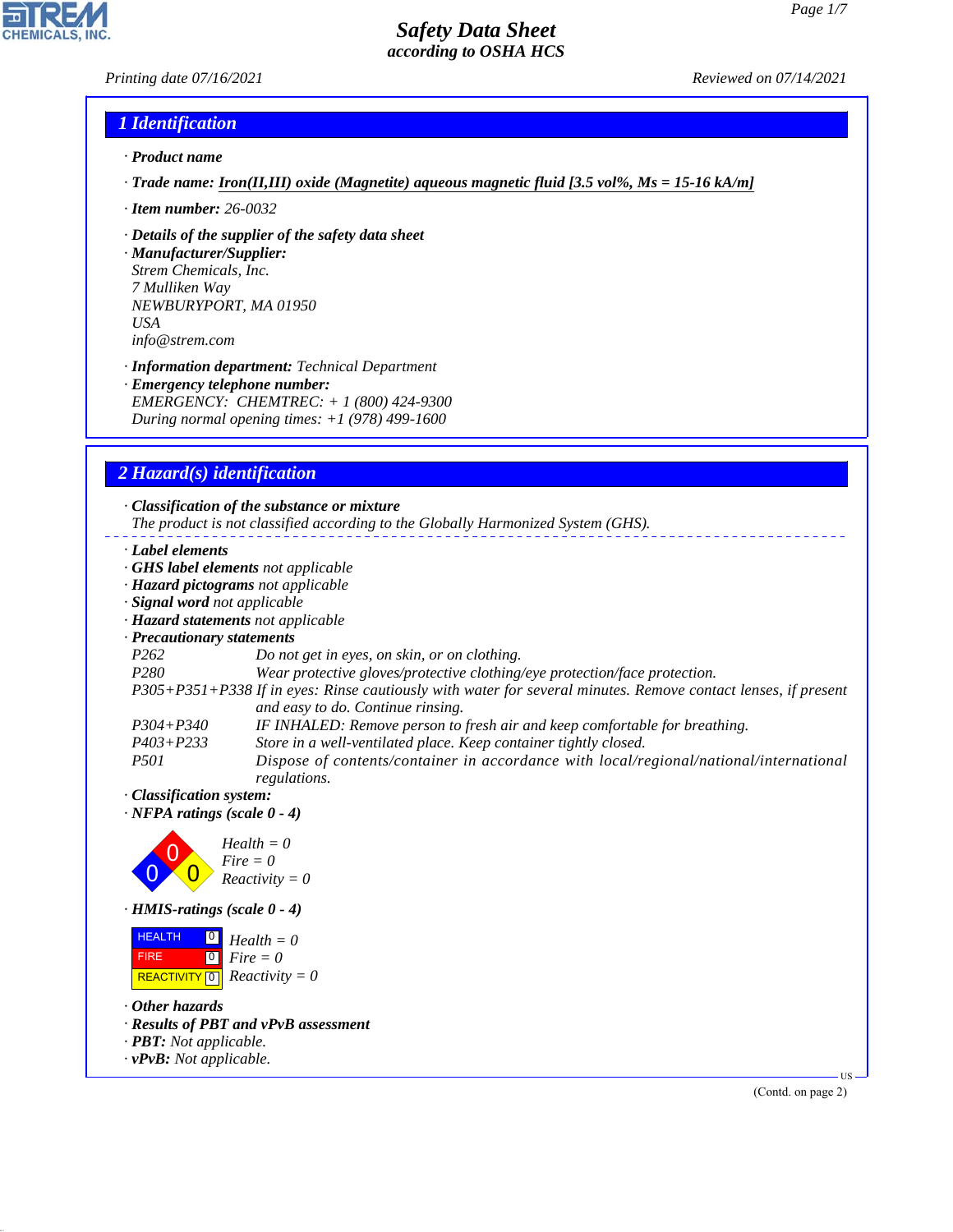# Safety Data Sheet
## according to OSHA HCS

Printing date 07/16/2021 Reviewed on 07/14/2021

## 1 Identification

· **Product name**

· **Trade name: Iron(II,III) oxide (Magnetite) aqueous magnetic fluid [3.5 vol%, Ms = 15-16 kA/m]**

· **Item number:** 26-0032

· **Details of the supplier of the safety data sheet**
· **Manufacturer/Supplier:**
Strem Chemicals, Inc.
7 Mulliken Way
NEWBURYPORT, MA 01950
USA
info@strem.com

· **Information department:** Technical Department
· **Emergency telephone number:**
EMERGENCY: CHEMTREC: + 1 (800) 424-9300
During normal opening times: +1 (978) 499-1600

## 2 Hazard(s) identification

· **Classification of the substance or mixture**
The product is not classified according to the Globally Harmonized System (GHS).

· **Label elements**
· **GHS label elements** not applicable
· **Hazard pictograms** not applicable
· **Signal word** not applicable
· **Hazard statements** not applicable
· **Precautionary statements**

| | |
|---|---|
| P262 | Do not get in eyes, on skin, or on clothing. |
| P280 | Wear protective gloves/protective clothing/eye protection/face protection. |
| P305+P351+P338 | If in eyes: Rinse cautiously with water for several minutes. Remove contact lenses, if present and easy to do. Continue rinsing. |
| P304+P340 | IF INHALED: Remove person to fresh air and keep comfortable for breathing. |
| P403+P233 | Store in a well-ventilated place. Keep container tightly closed. |
| P501 | Dispose of contents/container in accordance with local/regional/national/international regulations. |

· **Classification system:**
· **NFPA ratings (scale 0 - 4)**

Health = 0
Fire = 0
Reactivity = 0

· **HMIS-ratings (scale 0 - 4)**

| | | |
|---|---|---|
| HEALTH | 0 | Health = 0 |
| FIRE | 0 | Fire = 0 |
| REACTIVITY | 0 | Reactivity = 0 |

· **Other hazards**
· **Results of PBT and vPvB assessment**
· **PBT:** Not applicable.
· **vPvB:** Not applicable.

(Contd. on page 2)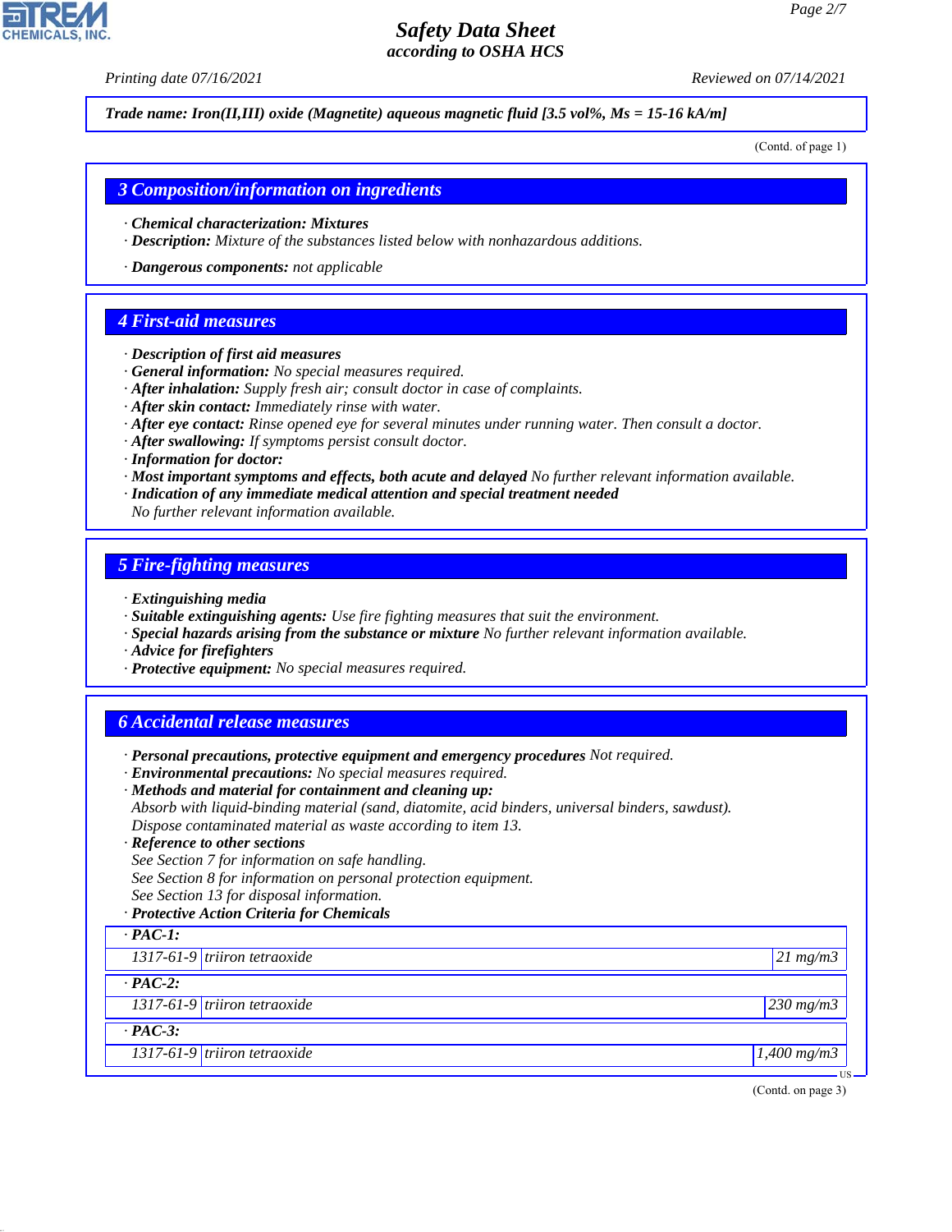**Trade name: Iron(II,III) oxide (Magnetite) aqueous magnetic fluid [3.5 vol%, Ms = 15-16 kA/m]**

(Contd. of page 1)

## 3 Composition/information on ingredients

· **Chemical characterization: Mixtures**
· **Description:** Mixture of the substances listed below with nonhazardous additions.

· **Dangerous components:** not applicable

## 4 First-aid measures

· **Description of first aid measures**
· **General information:** No special measures required.
· **After inhalation:** Supply fresh air; consult doctor in case of complaints.
· **After skin contact:** Immediately rinse with water.
· **After eye contact:** Rinse opened eye for several minutes under running water. Then consult a doctor.
· **After swallowing:** If symptoms persist consult doctor.
· **Information for doctor:**
· **Most important symptoms and effects, both acute and delayed** No further relevant information available.
· **Indication of any immediate medical attention and special treatment needed**
No further relevant information available.

## 5 Fire-fighting measures

· **Extinguishing media**
· **Suitable extinguishing agents:** Use fire fighting measures that suit the environment.
· **Special hazards arising from the substance or mixture** No further relevant information available.
· **Advice for firefighters**
· **Protective equipment:** No special measures required.

## 6 Accidental release measures

· **Personal precautions, protective equipment and emergency procedures** Not required.
· **Environmental precautions:** No special measures required.
· **Methods and material for containment and cleaning up:**
Absorb with liquid-binding material (sand, diatomite, acid binders, universal binders, sawdust).
Dispose contaminated material as waste according to item 13.
· **Reference to other sections**
See Section 7 for information on safe handling.
See Section 8 for information on personal protection equipment.
See Section 13 for disposal information.
· **Protective Action Criteria for Chemicals**

| · **PAC-1:** | | |
|---|---|---|
| 1317-61-9 | triiron tetraoxide | 21 mg/m3 |
| · **PAC-2:** | | |
| 1317-61-9 | triiron tetraoxide | 230 mg/m3 |
| · **PAC-3:** | | |
| 1317-61-9 | triiron tetraoxide | 1,400 mg/m3 |

(Contd. on page 3)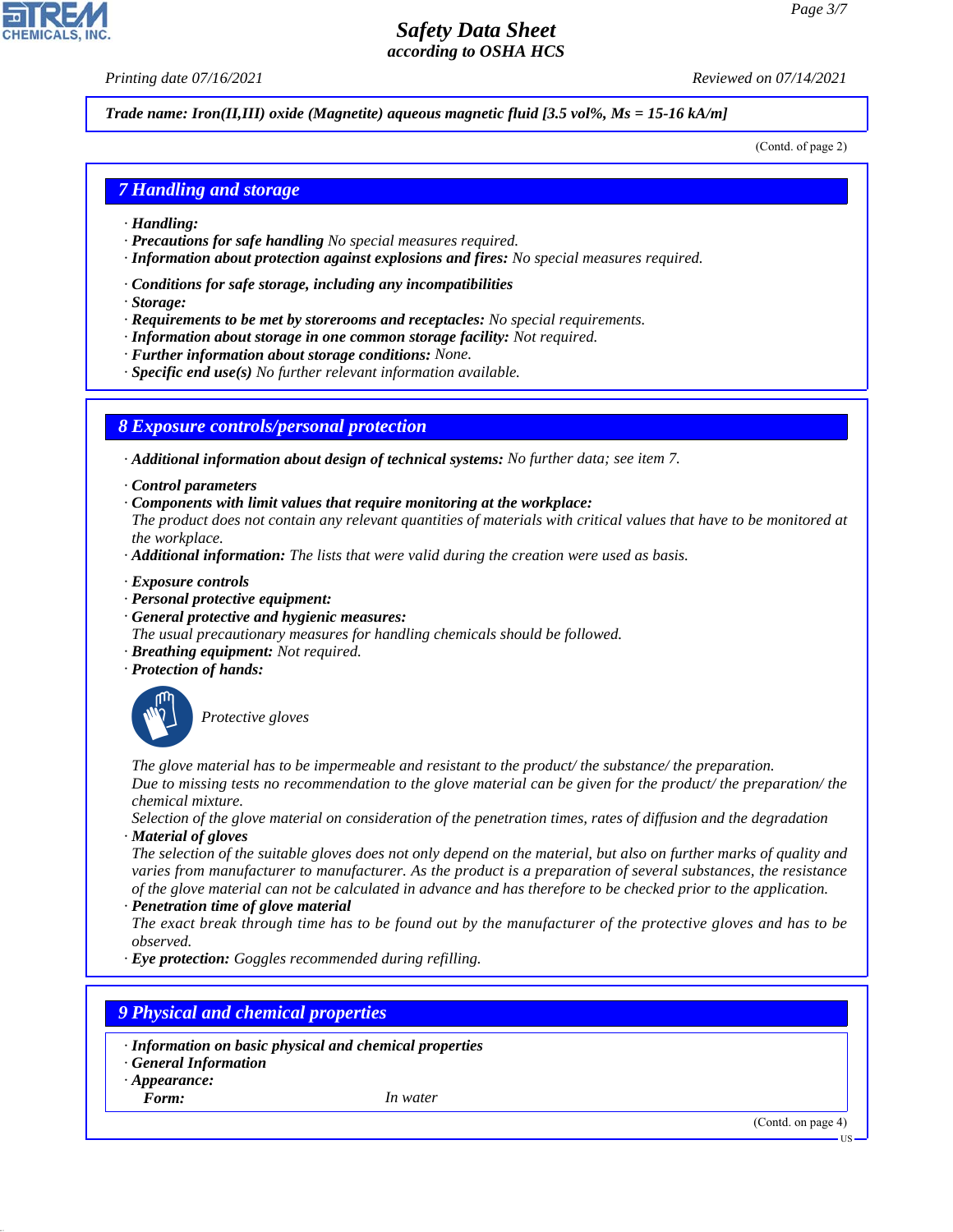Trade name: Iron(II,III) oxide (Magnetite) aqueous magnetic fluid [3.5 vol%, Ms = 15-16 kA/m]

(Contd. of page 2)

## 7 Handling and storage

· **Handling:**
· **Precautions for safe handling** No special measures required.
· **Information about protection against explosions and fires:** No special measures required.

· **Conditions for safe storage, including any incompatibilities**
· **Storage:**
· **Requirements to be met by storerooms and receptacles:** No special requirements.
· **Information about storage in one common storage facility:** Not required.
· **Further information about storage conditions:** None.
· **Specific end use(s)** No further relevant information available.

## 8 Exposure controls/personal protection

· **Additional information about design of technical systems:** No further data; see item 7.

· **Control parameters**
· **Components with limit values that require monitoring at the workplace:**
The product does not contain any relevant quantities of materials with critical values that have to be monitored at the workplace.
· **Additional information:** The lists that were valid during the creation were used as basis.

· **Exposure controls**
· **Personal protective equipment:**
· **General protective and hygienic measures:**
The usual precautionary measures for handling chemicals should be followed.
· **Breathing equipment:** Not required.
· **Protection of hands:**

Protective gloves

The glove material has to be impermeable and resistant to the product/ the substance/ the preparation.
Due to missing tests no recommendation to the glove material can be given for the product/ the preparation/ the chemical mixture.
Selection of the glove material on consideration of the penetration times, rates of diffusion and the degradation
· **Material of gloves**
The selection of the suitable gloves does not only depend on the material, but also on further marks of quality and varies from manufacturer to manufacturer. As the product is a preparation of several substances, the resistance of the glove material can not be calculated in advance and has therefore to be checked prior to the application.
· **Penetration time of glove material**
The exact break through time has to be found out by the manufacturer of the protective gloves and has to be observed.
· **Eye protection:** Goggles recommended during refilling.

## 9 Physical and chemical properties

· **Information on basic physical and chemical properties**
· **General Information**
· **Appearance:**
**Form:** In water

(Contd. on page 4)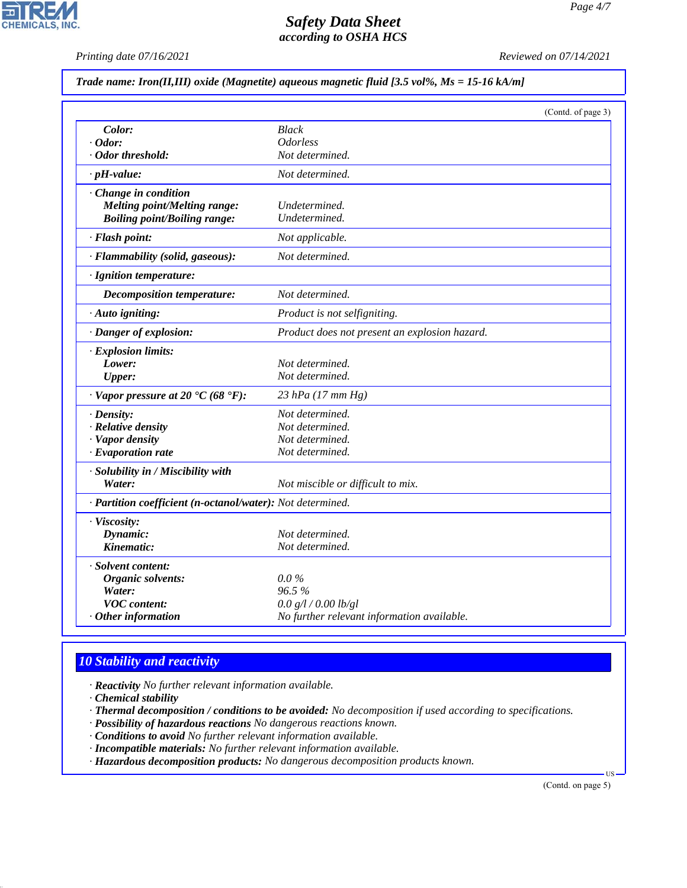*Trade name: Iron(II,III) oxide (Magnetite) aqueous magnetic fluid [3.5 vol%, Ms = 15-16 kA/m]*

(Contd. of page 3)

| | |
|---|---|
| **Color:** | Black |
| **· Odor:** | Odorless |
| **· Odor threshold:** | Not determined. |
| **· pH-value:** | Not determined. |
| **· Change in condition** | |
| **Melting point/Melting range:** | Undetermined. |
| **Boiling point/Boiling range:** | Undetermined. |
| **· Flash point:** | Not applicable. |
| **· Flammability (solid, gaseous):** | Not determined. |
| **· Ignition temperature:** | |
| **Decomposition temperature:** | Not determined. |
| **· Auto igniting:** | Product is not selfigniting. |
| **· Danger of explosion:** | Product does not present an explosion hazard. |
| **· Explosion limits:** | |
| **Lower:** | Not determined. |
| **Upper:** | Not determined. |
| **· Vapor pressure at 20 °C (68 °F):** | 23 hPa (17 mm Hg) |
| **· Density:** | Not determined. |
| **· Relative density** | Not determined. |
| **· Vapor density** | Not determined. |
| **· Evaporation rate** | Not determined. |
| **· Solubility in / Miscibility with** | |
| **Water:** | Not miscible or difficult to mix. |
| **· Partition coefficient (n-octanol/water):** | Not determined. |
| **· Viscosity:** | |
| **Dynamic:** | Not determined. |
| **Kinematic:** | Not determined. |
| **· Solvent content:** | |
| **Organic solvents:** | 0.0 % |
| **Water:** | 96.5 % |
| **VOC content:** | 0.0 g/l / 0.00 lb/gl |
| **· Other information** | No further relevant information available. |

## 10 Stability and reactivity

- **Reactivity** No further relevant information available.
- **Chemical stability**
- **Thermal decomposition / conditions to be avoided:** No decomposition if used according to specifications.
- **Possibility of hazardous reactions** No dangerous reactions known.
- **Conditions to avoid** No further relevant information available.
- **Incompatible materials:** No further relevant information available.
- **Hazardous decomposition products:** No dangerous decomposition products known.

(Contd. on page 5)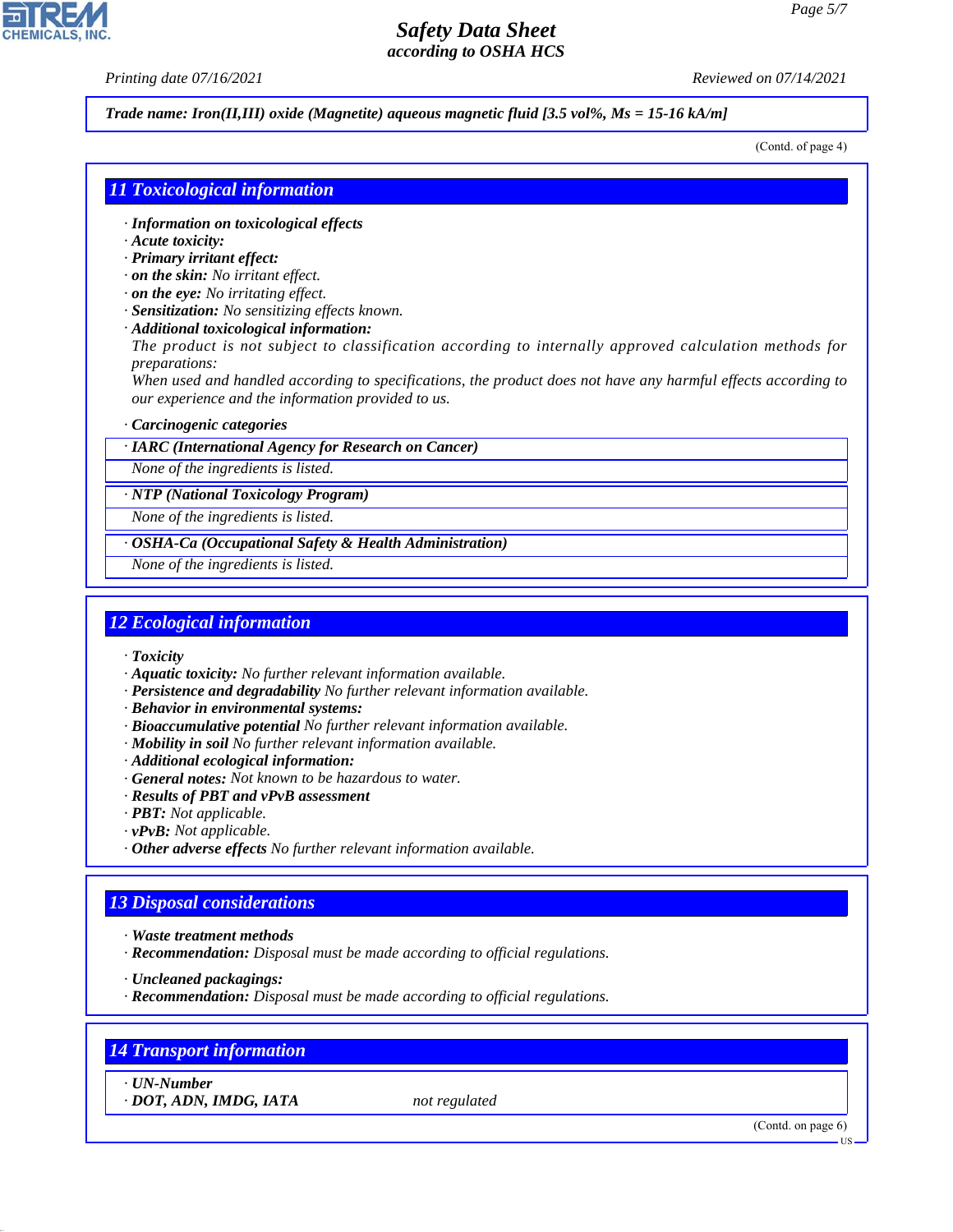**Trade name: Iron(II,III) oxide (Magnetite) aqueous magnetic fluid [3.5 vol%, Ms = 15-16 kA/m]**

(Contd. of page 4)

## 11 Toxicological information

- · ***Information on toxicological effects***
- · ***Acute toxicity:***
- · ***Primary irritant effect:***
- · ***on the skin:*** *No irritant effect.*
- · ***on the eye:*** *No irritating effect.*
- · ***Sensitization:*** *No sensitizing effects known.*
- · ***Additional toxicological information:***

  *The product is not subject to classification according to internally approved calculation methods for preparations:*

  *When used and handled according to specifications, the product does not have any harmful effects according to our experience and the information provided to us.*

- · ***Carcinogenic categories***

| · IARC (International Agency for Research on Cancer) |
|---|
| None of the ingredients is listed. |

| · NTP (National Toxicology Program) |
|---|
| None of the ingredients is listed. |

| · OSHA-Ca (Occupational Safety & Health Administration) |
|---|
| None of the ingredients is listed. |

## 12 Ecological information

- · ***Toxicity***
- · ***Aquatic toxicity:*** *No further relevant information available.*
- · ***Persistence and degradability*** *No further relevant information available.*
- · ***Behavior in environmental systems:***
- · ***Bioaccumulative potential*** *No further relevant information available.*
- · ***Mobility in soil*** *No further relevant information available.*
- · ***Additional ecological information:***
- · ***General notes:*** *Not known to be hazardous to water.*
- · ***Results of PBT and vPvB assessment***
- · ***PBT:*** *Not applicable.*
- · ***vPvB:*** *Not applicable.*
- · ***Other adverse effects*** *No further relevant information available.*

## 13 Disposal considerations

- · ***Waste treatment methods***
- · ***Recommendation:*** *Disposal must be made according to official regulations.*
- · ***Uncleaned packagings:***
- · ***Recommendation:*** *Disposal must be made according to official regulations.*

## 14 Transport information

| · UN-Number | |
|---|---|
| · DOT, ADN, IMDG, IATA | not regulated |

(Contd. on page 6)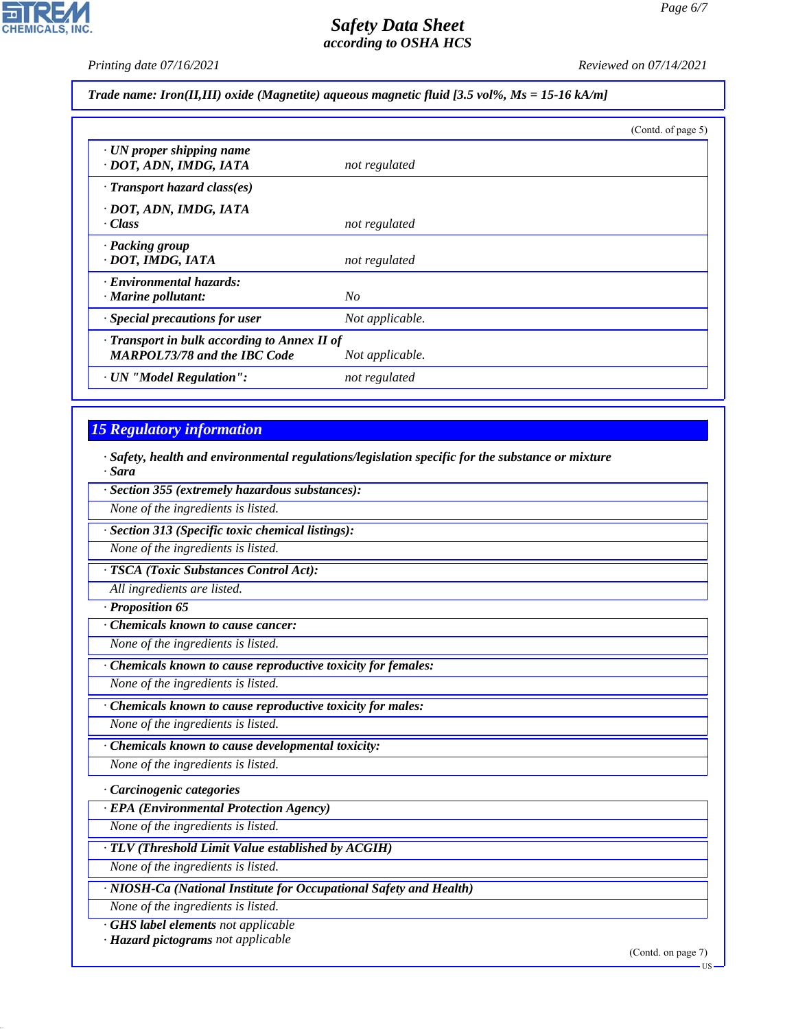**Trade name: Iron(II,III) oxide (Magnetite) aqueous magnetic fluid [3.5 vol%, Ms = 15-16 kA/m]**

(Contd. of page 5)

| | |
|---|---|
| · **UN proper shipping name**<br>· **DOT, ADN, IMDG, IATA** | not regulated |
| · **Transport hazard class(es)**<br><br>· **DOT, ADN, IMDG, IATA**<br>· **Class** | not regulated |
| · **Packing group**<br>· **DOT, IMDG, IATA** | not regulated |
| · **Environmental hazards:**<br>· **Marine pollutant:** | No |
| · **Special precautions for user** | Not applicable. |
| · **Transport in bulk according to Annex II of MARPOL73/78 and the IBC Code** | Not applicable. |
| · **UN "Model Regulation":** | not regulated |

## 15 Regulatory information

· **Safety, health and environmental regulations/legislation specific for the substance or mixture**
· **Sara**

· **Section 355 (extremely hazardous substances):**
None of the ingredients is listed.

· **Section 313 (Specific toxic chemical listings):**
None of the ingredients is listed.

· **TSCA (Toxic Substances Control Act):**
All ingredients are listed.

· **Proposition 65**

· **Chemicals known to cause cancer:**
None of the ingredients is listed.

· **Chemicals known to cause reproductive toxicity for females:**
None of the ingredients is listed.

· **Chemicals known to cause reproductive toxicity for males:**
None of the ingredients is listed.

· **Chemicals known to cause developmental toxicity:**
None of the ingredients is listed.

· **Carcinogenic categories**

· **EPA (Environmental Protection Agency)**
None of the ingredients is listed.

· **TLV (Threshold Limit Value established by ACGIH)**
None of the ingredients is listed.

· **NIOSH-Ca (National Institute for Occupational Safety and Health)**
None of the ingredients is listed.

· **GHS label elements** not applicable
· **Hazard pictograms** not applicable

(Contd. on page 7)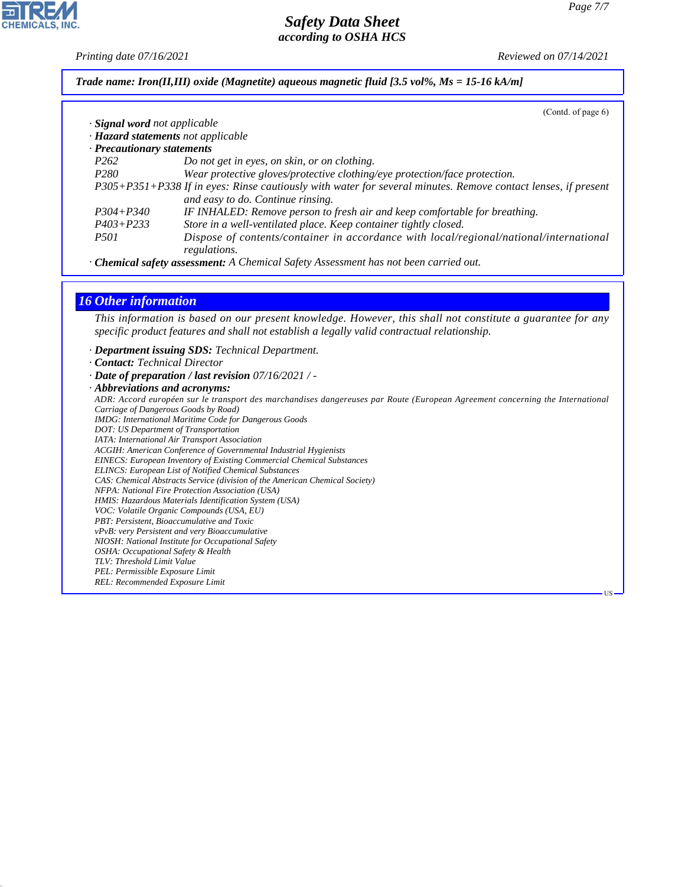**Trade name: Iron(II,III) oxide (Magnetite) aqueous magnetic fluid [3.5 vol%, Ms = 15-16 kA/m]**

(Contd. of page 6)

· **Signal word** not applicable
· **Hazard statements** not applicable
· **Precautionary statements**

| | |
|---|---|
| P262 | Do not get in eyes, on skin, or on clothing. |
| P280 | Wear protective gloves/protective clothing/eye protection/face protection. |
| P305+P351+P338 | If in eyes: Rinse cautiously with water for several minutes. Remove contact lenses, if present and easy to do. Continue rinsing. |
| P304+P340 | IF INHALED: Remove person to fresh air and keep comfortable for breathing. |
| P403+P233 | Store in a well-ventilated place. Keep container tightly closed. |
| P501 | Dispose of contents/container in accordance with local/regional/national/international regulations. |

· **Chemical safety assessment:** A Chemical Safety Assessment has not been carried out.

## 16 Other information

This information is based on our present knowledge. However, this shall not constitute a guarantee for any specific product features and shall not establish a legally valid contractual relationship.

· **Department issuing SDS:** Technical Department.
· **Contact:** Technical Director
· **Date of preparation / last revision** 07/16/2021 / -
· **Abbreviations and acronyms:**

ADR: Accord européen sur le transport des marchandises dangereuses par Route (European Agreement concerning the International Carriage of Dangerous Goods by Road)
IMDG: International Maritime Code for Dangerous Goods
DOT: US Department of Transportation
IATA: International Air Transport Association
ACGIH: American Conference of Governmental Industrial Hygienists
EINECS: European Inventory of Existing Commercial Chemical Substances
ELINCS: European List of Notified Chemical Substances
CAS: Chemical Abstracts Service (division of the American Chemical Society)
NFPA: National Fire Protection Association (USA)
HMIS: Hazardous Materials Identification System (USA)
VOC: Volatile Organic Compounds (USA, EU)
PBT: Persistent, Bioaccumulative and Toxic
vPvB: very Persistent and very Bioaccumulative
NIOSH: National Institute for Occupational Safety
OSHA: Occupational Safety & Health
TLV: Threshold Limit Value
PEL: Permissible Exposure Limit
REL: Recommended Exposure Limit